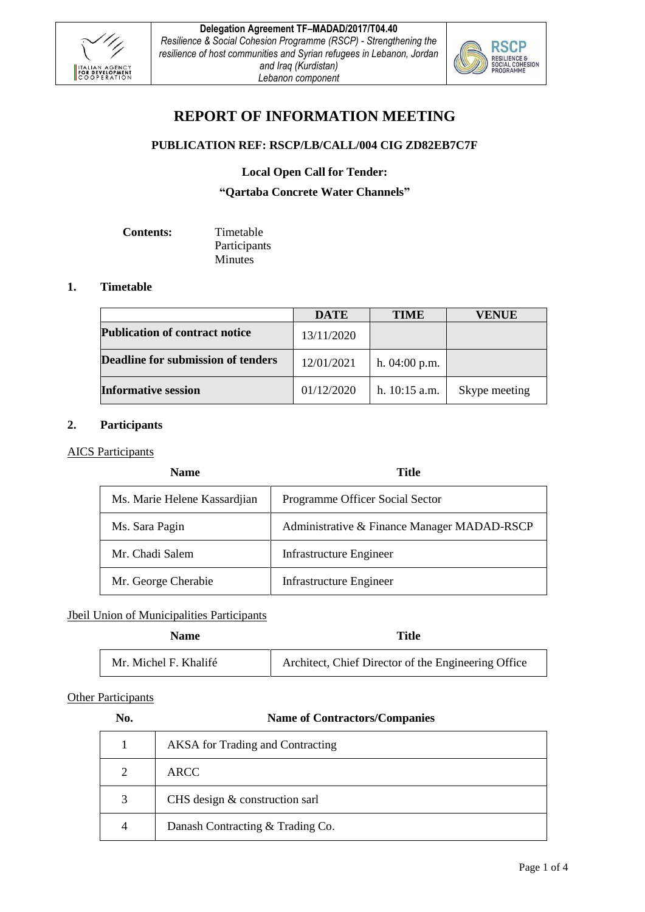# REPORT OF INFORMATION MEETING

**PUBLICATION REF: RSCP/LB/CALL/004 CIG ZD82EB7C7F**

**Local Open Call for Tender:**

**"Qartaba Concrete Water Channels"**

**Contents:** Timetable
Participants
Minutes

## 1. Timetable

| | DATE | TIME | VENUE |
|---|---|---|---|
| **Publication of contract notice** | 13/11/2020 | | |
| **Deadline for submission of tenders** | 12/01/2021 | h. 04:00 p.m. | |
| **Informative session** | 01/12/2020 | h. 10:15 a.m. | Skype meeting |

## 2. Participants

AICS Participants

| Name | Title |
|---|---|
| Ms. Marie Helene Kassardjian | Programme Officer Social Sector |
| Ms. Sara Pagin | Administrative & Finance Manager MADAD-RSCP |
| Mr. Chadi Salem | Infrastructure Engineer |
| Mr. George Cherabie | Infrastructure Engineer |

Jbeil Union of Municipalities Participants

| Name | Title |
|---|---|
| Mr. Michel F. Khalifé | Architect, Chief Director of the Engineering Office |

Other Participants

| No. | Name of Contractors/Companies |
|---|---|
| 1 | AKSA for Trading and Contracting |
| 2 | ARCC |
| 3 | CHS design & construction sarl |
| 4 | Danash Contracting & Trading Co. |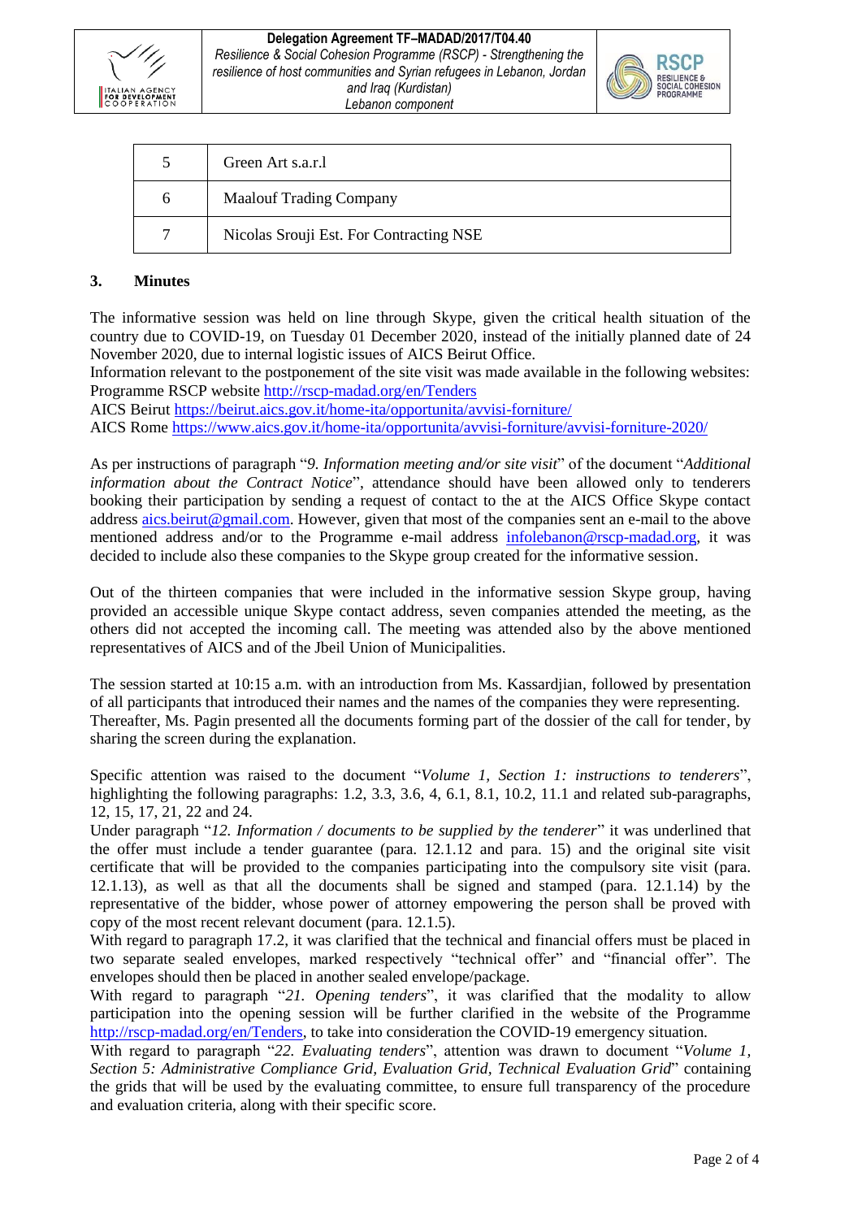| | |
|---|---|
| 5 | Green Art s.a.r.l |
| 6 | Maalouf Trading Company |
| 7 | Nicolas Srouji Est. For Contracting NSE |

## 3. Minutes

The informative session was held on line through Skype, given the critical health situation of the country due to COVID-19, on Tuesday 01 December 2020, instead of the initially planned date of 24 November 2020, due to internal logistic issues of AICS Beirut Office.
Information relevant to the postponement of the site visit was made available in the following websites:
Programme RSCP website http://rscp-madad.org/en/Tenders
AICS Beirut https://beirut.aics.gov.it/home-ita/opportunita/avvisi-forniture/
AICS Rome https://www.aics.gov.it/home-ita/opportunita/avvisi-forniture/avvisi-forniture-2020/

As per instructions of paragraph "*9. Information meeting and/or site visit*" of the document "*Additional information about the Contract Notice*", attendance should have been allowed only to tenderers booking their participation by sending a request of contact to the at the AICS Office Skype contact address aics.beirut@gmail.com. However, given that most of the companies sent an e-mail to the above mentioned address and/or to the Programme e-mail address infolebanon@rscp-madad.org, it was decided to include also these companies to the Skype group created for the informative session.

Out of the thirteen companies that were included in the informative session Skype group, having provided an accessible unique Skype contact address, seven companies attended the meeting, as the others did not accepted the incoming call. The meeting was attended also by the above mentioned representatives of AICS and of the Jbeil Union of Municipalities.

The session started at 10:15 a.m. with an introduction from Ms. Kassardjian, followed by presentation of all participants that introduced their names and the names of the companies they were representing.
Thereafter, Ms. Pagin presented all the documents forming part of the dossier of the call for tender, by sharing the screen during the explanation.

Specific attention was raised to the document "*Volume 1, Section 1: instructions to tenderers*", highlighting the following paragraphs: 1.2, 3.3, 3.6, 4, 6.1, 8.1, 10.2, 11.1 and related sub-paragraphs, 12, 15, 17, 21, 22 and 24.
Under paragraph "*12. Information / documents to be supplied by the tenderer*" it was underlined that the offer must include a tender guarantee (para. 12.1.12 and para. 15) and the original site visit certificate that will be provided to the companies participating into the compulsory site visit (para. 12.1.13), as well as that all the documents shall be signed and stamped (para. 12.1.14) by the representative of the bidder, whose power of attorney empowering the person shall be proved with copy of the most recent relevant document (para. 12.1.5).
With regard to paragraph 17.2, it was clarified that the technical and financial offers must be placed in two separate sealed envelopes, marked respectively "technical offer" and "financial offer". The envelopes should then be placed in another sealed envelope/package.
With regard to paragraph "*21. Opening tenders*", it was clarified that the modality to allow participation into the opening session will be further clarified in the website of the Programme http://rscp-madad.org/en/Tenders, to take into consideration the COVID-19 emergency situation.
With regard to paragraph "*22. Evaluating tenders*", attention was drawn to document "*Volume 1, Section 5: Administrative Compliance Grid, Evaluation Grid, Technical Evaluation Grid*" containing the grids that will be used by the evaluating committee, to ensure full transparency of the procedure and evaluation criteria, along with their specific score.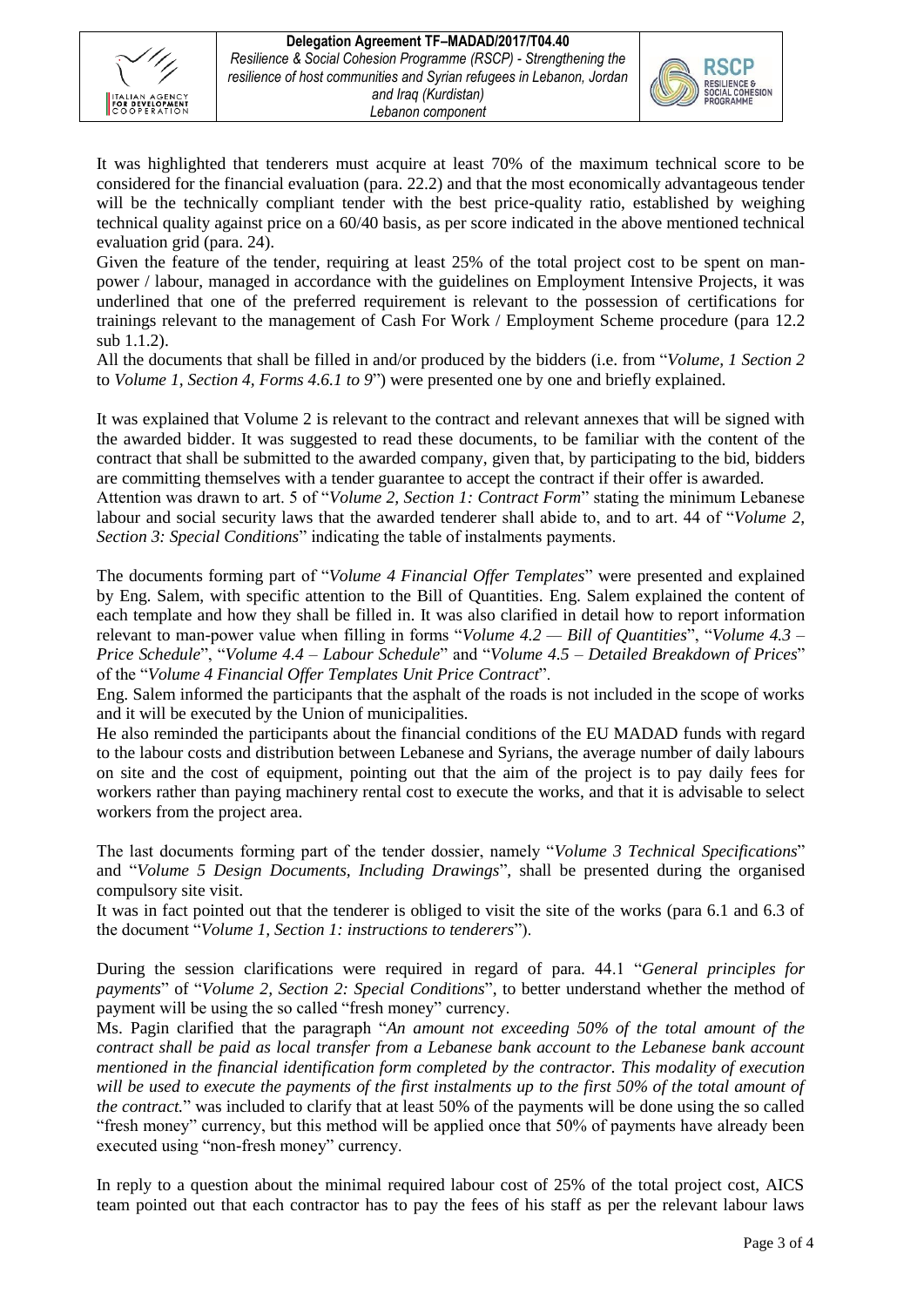It was highlighted that tenderers must acquire at least 70% of the maximum technical score to be considered for the financial evaluation (para. 22.2) and that the most economically advantageous tender will be the technically compliant tender with the best price-quality ratio, established by weighing technical quality against price on a 60/40 basis, as per score indicated in the above mentioned technical evaluation grid (para. 24).

Given the feature of the tender, requiring at least 25% of the total project cost to be spent on man-power / labour, managed in accordance with the guidelines on Employment Intensive Projects, it was underlined that one of the preferred requirement is relevant to the possession of certifications for trainings relevant to the management of Cash For Work / Employment Scheme procedure (para 12.2 sub 1.1.2).

All the documents that shall be filled in and/or produced by the bidders (i.e. from "*Volume, 1 Section 2* to *Volume 1, Section 4, Forms 4.6.1 to 9*") were presented one by one and briefly explained.

It was explained that Volume 2 is relevant to the contract and relevant annexes that will be signed with the awarded bidder. It was suggested to read these documents, to be familiar with the content of the contract that shall be submitted to the awarded company, given that, by participating to the bid, bidders are committing themselves with a tender guarantee to accept the contract if their offer is awarded.

Attention was drawn to art. 5 of "*Volume 2, Section 1: Contract Form*" stating the minimum Lebanese labour and social security laws that the awarded tenderer shall abide to, and to art. 44 of "*Volume 2, Section 3: Special Conditions*" indicating the table of instalments payments.

The documents forming part of "*Volume 4 Financial Offer Templates*" were presented and explained by Eng. Salem, with specific attention to the Bill of Quantities. Eng. Salem explained the content of each template and how they shall be filled in. It was also clarified in detail how to report information relevant to man-power value when filling in forms "*Volume 4.2 — Bill of Quantities*", "*Volume 4.3 – Price Schedule*", "*Volume 4.4 – Labour Schedule*" and "*Volume 4.5 – Detailed Breakdown of Prices*" of the "*Volume 4 Financial Offer Templates Unit Price Contract*".

Eng. Salem informed the participants that the asphalt of the roads is not included in the scope of works and it will be executed by the Union of municipalities.

He also reminded the participants about the financial conditions of the EU MADAD funds with regard to the labour costs and distribution between Lebanese and Syrians, the average number of daily labours on site and the cost of equipment, pointing out that the aim of the project is to pay daily fees for workers rather than paying machinery rental cost to execute the works, and that it is advisable to select workers from the project area.

The last documents forming part of the tender dossier, namely "*Volume 3 Technical Specifications*" and "*Volume 5 Design Documents, Including Drawings*", shall be presented during the organised compulsory site visit.

It was in fact pointed out that the tenderer is obliged to visit the site of the works (para 6.1 and 6.3 of the document "*Volume 1, Section 1: instructions to tenderers*").

During the session clarifications were required in regard of para. 44.1 "*General principles for payments*" of "*Volume 2, Section 2: Special Conditions*", to better understand whether the method of payment will be using the so called "fresh money" currency.

Ms. Pagin clarified that the paragraph "*An amount not exceeding 50% of the total amount of the contract shall be paid as local transfer from a Lebanese bank account to the Lebanese bank account mentioned in the financial identification form completed by the contractor. This modality of execution will be used to execute the payments of the first instalments up to the first 50% of the total amount of the contract.*" was included to clarify that at least 50% of the payments will be done using the so called "fresh money" currency, but this method will be applied once that 50% of payments have already been executed using "non-fresh money" currency.

In reply to a question about the minimal required labour cost of 25% of the total project cost, AICS team pointed out that each contractor has to pay the fees of his staff as per the relevant labour laws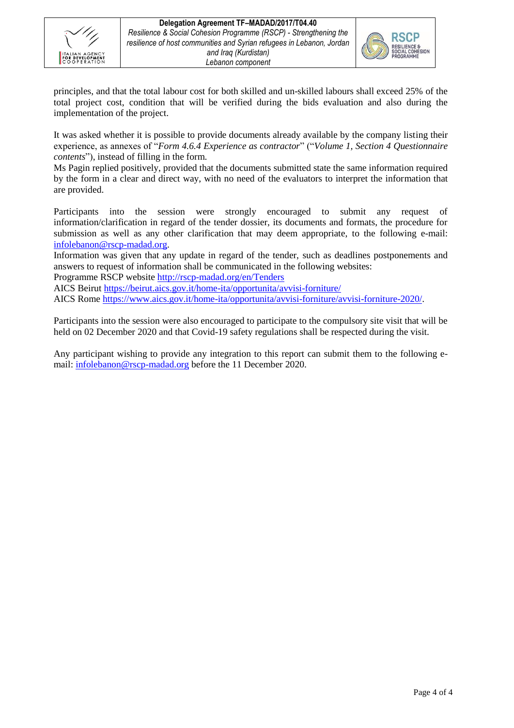principles, and that the total labour cost for both skilled and un-skilled labours shall exceed 25% of the total project cost, condition that will be verified during the bids evaluation and also during the implementation of the project.

It was asked whether it is possible to provide documents already available by the company listing their experience, as annexes of "*Form 4.6.4 Experience as contractor*" ("*Volume 1, Section 4 Questionnaire contents*"), instead of filling in the form.
Ms Pagin replied positively, provided that the documents submitted state the same information required by the form in a clear and direct way, with no need of the evaluators to interpret the information that are provided.

Participants into the session were strongly encouraged to submit any request of information/clarification in regard of the tender dossier, its documents and formats, the procedure for submission as well as any other clarification that may deem appropriate, to the following e-mail: infolebanon@rscp-madad.org.
Information was given that any update in regard of the tender, such as deadlines postponements and answers to request of information shall be communicated in the following websites:
Programme RSCP website http://rscp-madad.org/en/Tenders
AICS Beirut https://beirut.aics.gov.it/home-ita/opportunita/avvisi-forniture/
AICS Rome https://www.aics.gov.it/home-ita/opportunita/avvisi-forniture/avvisi-forniture-2020/.

Participants into the session were also encouraged to participate to the compulsory site visit that will be held on 02 December 2020 and that Covid-19 safety regulations shall be respected during the visit.

Any participant wishing to provide any integration to this report can submit them to the following e-mail: infolebanon@rscp-madad.org before the 11 December 2020.